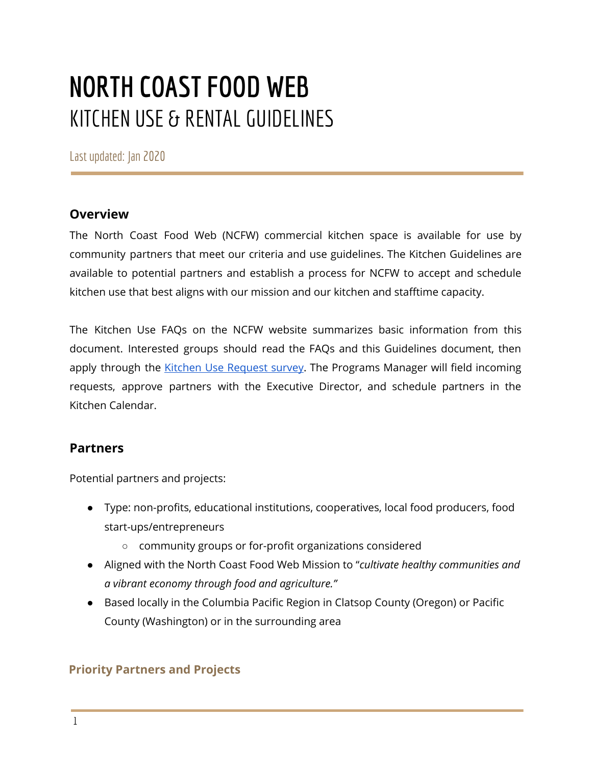# NORTH COAST FOOD WEB
## KITCHEN USE & RENTAL GUIDELINES

Last updated: Jan 2020

### Overview

The North Coast Food Web (NCFW) commercial kitchen space is available for use by community partners that meet our criteria and use guidelines. The Kitchen Guidelines are available to potential partners and establish a process for NCFW to accept and schedule kitchen use that best aligns with our mission and our kitchen and stafftime capacity.

The Kitchen Use FAQs on the NCFW website summarizes basic information from this document. Interested groups should read the FAQs and this Guidelines document, then apply through the Kitchen Use Request survey. The Programs Manager will field incoming requests, approve partners with the Executive Director, and schedule partners in the Kitchen Calendar.

### Partners

Potential partners and projects:

- Type: non-profits, educational institutions, cooperatives, local food producers, food start-ups/entrepreneurs
  - community groups or for-profit organizations considered
- Aligned with the North Coast Food Web Mission to "*cultivate healthy communities and a vibrant economy through food and agriculture."*
- Based locally in the Columbia Pacific Region in Clatsop County (Oregon) or Pacific County (Washington) or in the surrounding area

#### Priority Partners and Projects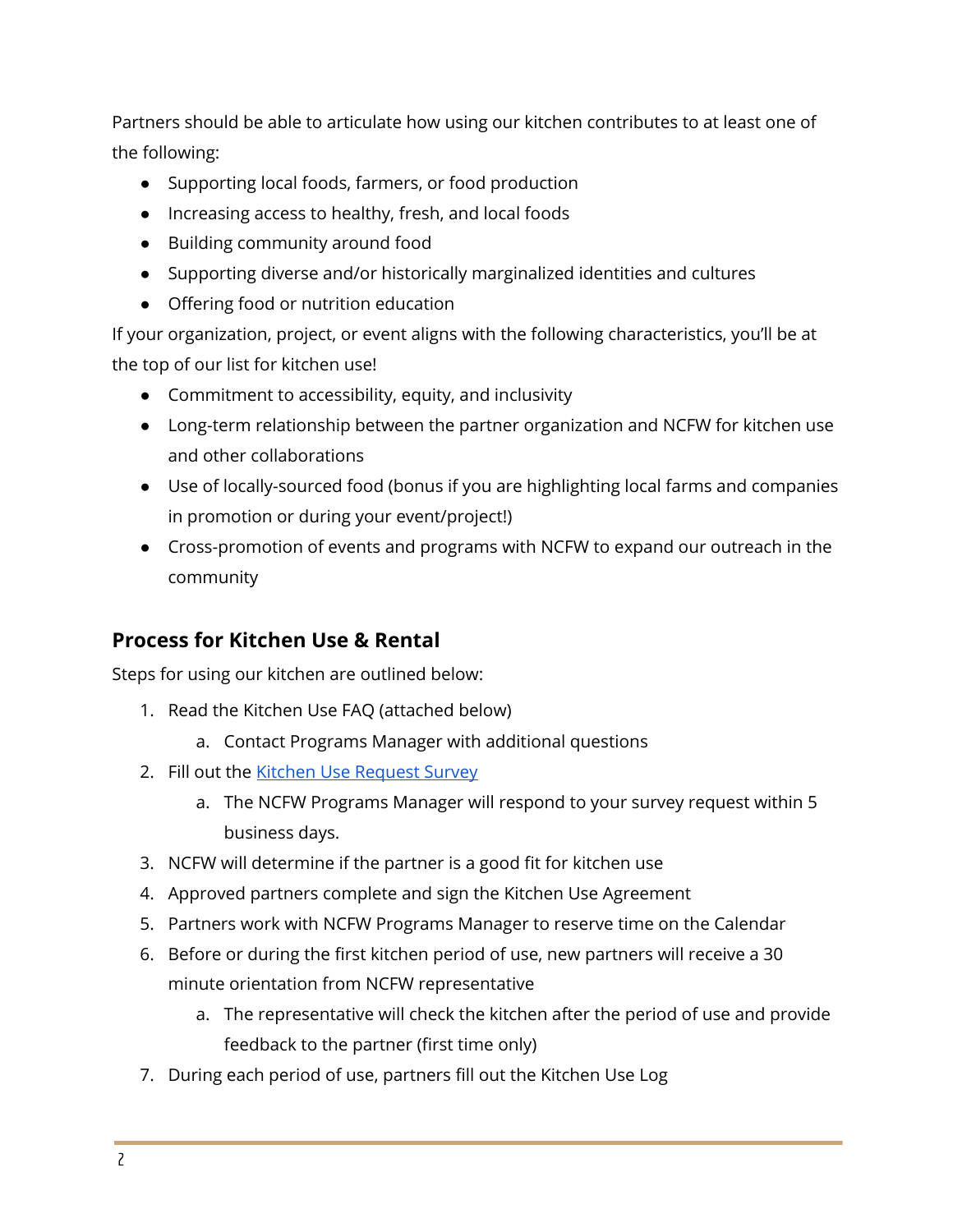Partners should be able to articulate how using our kitchen contributes to at least one of the following:

- Supporting local foods, farmers, or food production
- Increasing access to healthy, fresh, and local foods
- Building community around food
- Supporting diverse and/or historically marginalized identities and cultures
- Offering food or nutrition education

If your organization, project, or event aligns with the following characteristics, you'll be at the top of our list for kitchen use!

- Commitment to accessibility, equity, and inclusivity
- Long-term relationship between the partner organization and NCFW for kitchen use and other collaborations
- Use of locally-sourced food (bonus if you are highlighting local farms and companies in promotion or during your event/project!)
- Cross-promotion of events and programs with NCFW to expand our outreach in the community

## Process for Kitchen Use & Rental

Steps for using our kitchen are outlined below:

1. Read the Kitchen Use FAQ (attached below)
   a. Contact Programs Manager with additional questions
2. Fill out the [Kitchen Use Request Survey]()
   a. The NCFW Programs Manager will respond to your survey request within 5 business days.
3. NCFW will determine if the partner is a good fit for kitchen use
4. Approved partners complete and sign the Kitchen Use Agreement
5. Partners work with NCFW Programs Manager to reserve time on the Calendar
6. Before or during the first kitchen period of use, new partners will receive a 30 minute orientation from NCFW representative
   a. The representative will check the kitchen after the period of use and provide feedback to the partner (first time only)
7. During each period of use, partners fill out the Kitchen Use Log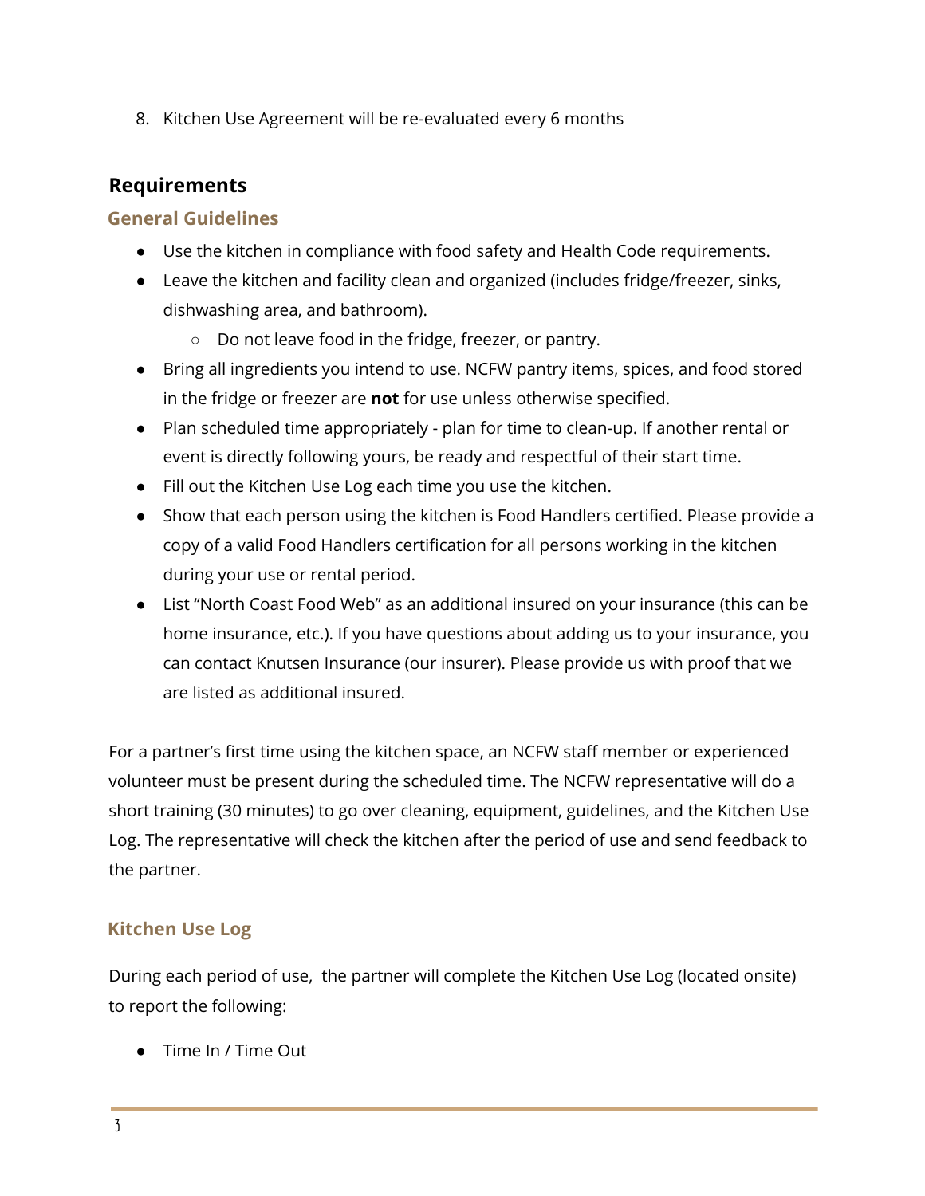8. Kitchen Use Agreement will be re-evaluated every 6 months

## Requirements

### General Guidelines

- Use the kitchen in compliance with food safety and Health Code requirements.
- Leave the kitchen and facility clean and organized (includes fridge/freezer, sinks, dishwashing area, and bathroom).
  - Do not leave food in the fridge, freezer, or pantry.
- Bring all ingredients you intend to use. NCFW pantry items, spices, and food stored in the fridge or freezer are **not** for use unless otherwise specified.
- Plan scheduled time appropriately - plan for time to clean-up. If another rental or event is directly following yours, be ready and respectful of their start time.
- Fill out the Kitchen Use Log each time you use the kitchen.
- Show that each person using the kitchen is Food Handlers certified. Please provide a copy of a valid Food Handlers certification for all persons working in the kitchen during your use or rental period.
- List "North Coast Food Web" as an additional insured on your insurance (this can be home insurance, etc.). If you have questions about adding us to your insurance, you can contact Knutsen Insurance (our insurer). Please provide us with proof that we are listed as additional insured.

For a partner's first time using the kitchen space, an NCFW staff member or experienced volunteer must be present during the scheduled time. The NCFW representative will do a short training (30 minutes) to go over cleaning, equipment, guidelines, and the Kitchen Use Log. The representative will check the kitchen after the period of use and send feedback to the partner.

### Kitchen Use Log

During each period of use, the partner will complete the Kitchen Use Log (located onsite) to report the following:

- Time In / Time Out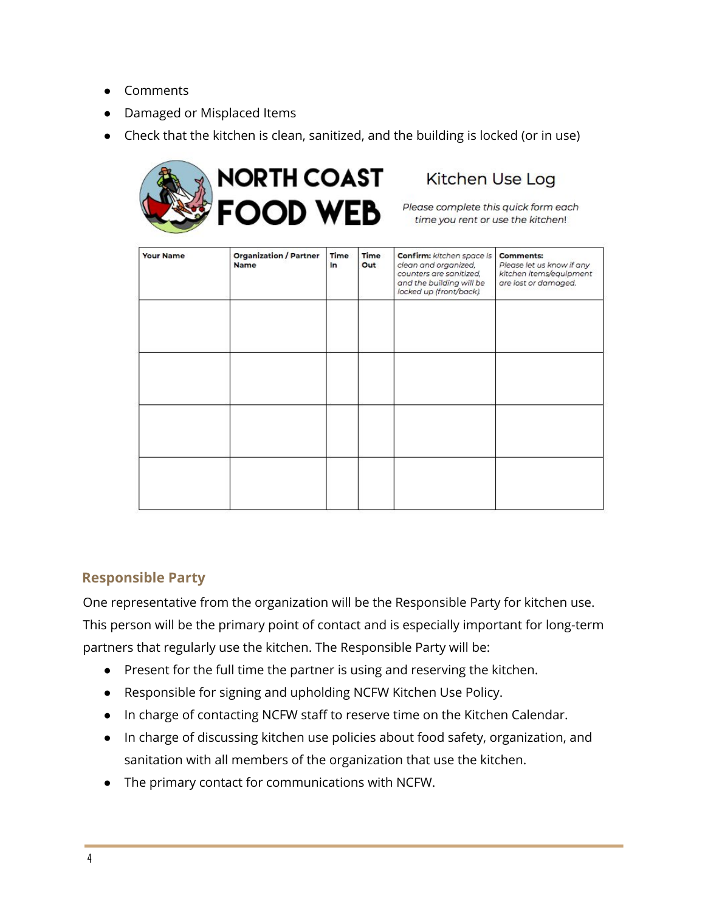- Comments
- Damaged or Misplaced Items
- Check that the kitchen is clean, sanitized, and the building is locked (or in use)

**NORTH COAST FOOD WEB**

Kitchen Use Log

*Please complete this quick form each time you rent or use the kitchen!*

| Your Name | Organization / Partner Name | Time In | Time Out | **Confirm:** *kitchen space is clean and organized, counters are sanitized, and the building will be locked up (front/back).* | **Comments:** *Please let us know if any kitchen items/equipment are lost or damaged.* |
|---|---|---|---|---|---|
| | | | | | |
| | | | | | |
| | | | | | |
| | | | | | |

## Responsible Party

One representative from the organization will be the Responsible Party for kitchen use. This person will be the primary point of contact and is especially important for long-term partners that regularly use the kitchen. The Responsible Party will be:

- Present for the full time the partner is using and reserving the kitchen.
- Responsible for signing and upholding NCFW Kitchen Use Policy.
- In charge of contacting NCFW staff to reserve time on the Kitchen Calendar.
- In charge of discussing kitchen use policies about food safety, organization, and sanitation with all members of the organization that use the kitchen.
- The primary contact for communications with NCFW.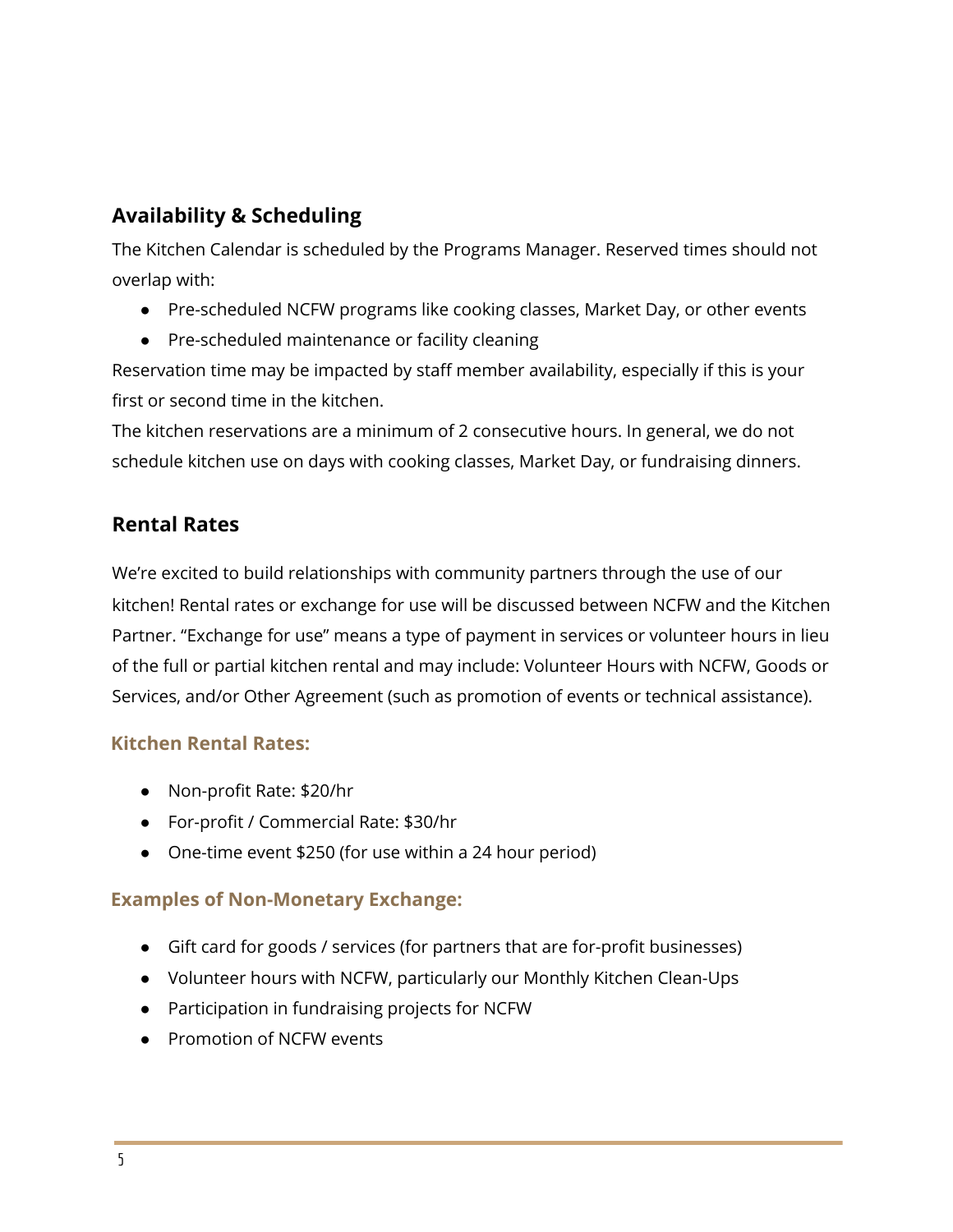## Availability & Scheduling

The Kitchen Calendar is scheduled by the Programs Manager. Reserved times should not overlap with:

- Pre-scheduled NCFW programs like cooking classes, Market Day, or other events
- Pre-scheduled maintenance or facility cleaning

Reservation time may be impacted by staff member availability, especially if this is your first or second time in the kitchen.

The kitchen reservations are a minimum of 2 consecutive hours. In general, we do not schedule kitchen use on days with cooking classes, Market Day, or fundraising dinners.

## Rental Rates

We're excited to build relationships with community partners through the use of our kitchen! Rental rates or exchange for use will be discussed between NCFW and the Kitchen Partner. "Exchange for use" means a type of payment in services or volunteer hours in lieu of the full or partial kitchen rental and may include: Volunteer Hours with NCFW, Goods or Services, and/or Other Agreement (such as promotion of events or technical assistance).

### Kitchen Rental Rates:

- Non-profit Rate: $20/hr
- For-profit / Commercial Rate: $30/hr
- One-time event $250 (for use within a 24 hour period)

### Examples of Non-Monetary Exchange:

- Gift card for goods / services (for partners that are for-profit businesses)
- Volunteer hours with NCFW, particularly our Monthly Kitchen Clean-Ups
- Participation in fundraising projects for NCFW
- Promotion of NCFW events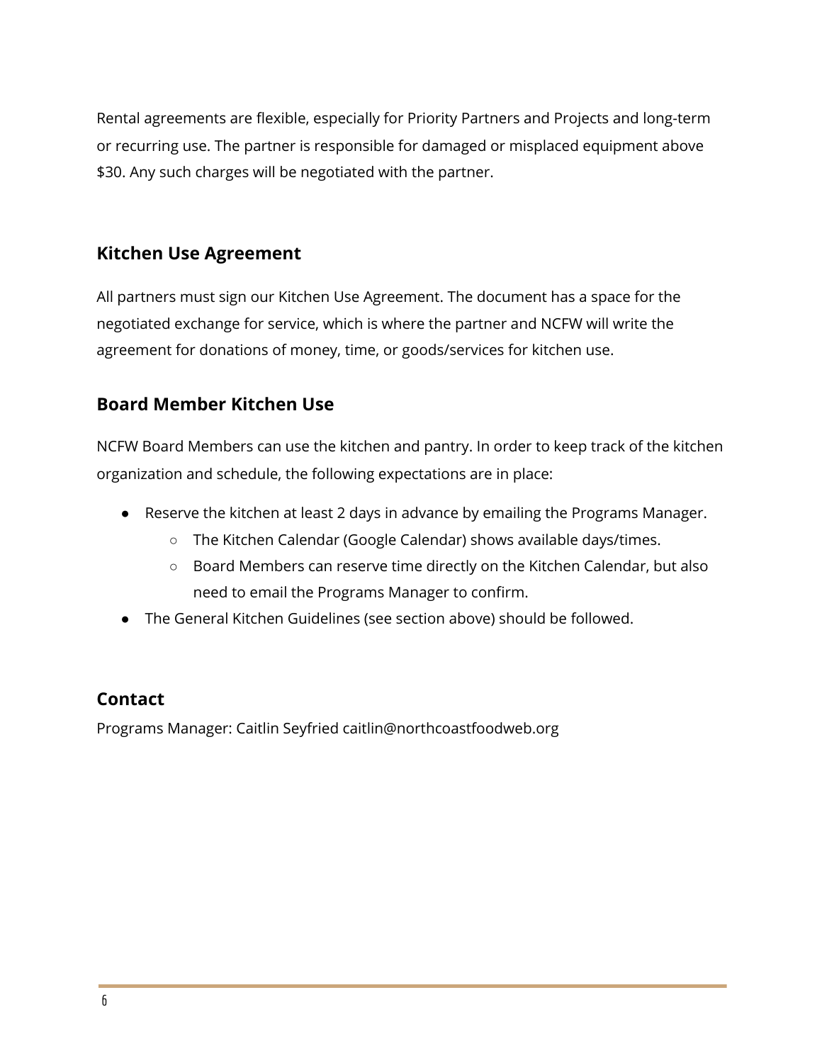Rental agreements are flexible, especially for Priority Partners and Projects and long-term or recurring use. The partner is responsible for damaged or misplaced equipment above $30. Any such charges will be negotiated with the partner.

### Kitchen Use Agreement

All partners must sign our Kitchen Use Agreement. The document has a space for the negotiated exchange for service, which is where the partner and NCFW will write the agreement for donations of money, time, or goods/services for kitchen use.

### Board Member Kitchen Use

NCFW Board Members can use the kitchen and pantry. In order to keep track of the kitchen organization and schedule, the following expectations are in place:

- Reserve the kitchen at least 2 days in advance by emailing the Programs Manager.
  - The Kitchen Calendar (Google Calendar) shows available days/times.
  - Board Members can reserve time directly on the Kitchen Calendar, but also need to email the Programs Manager to confirm.
- The General Kitchen Guidelines (see section above) should be followed.

### Contact

Programs Manager: Caitlin Seyfried caitlin@northcoastfoodweb.org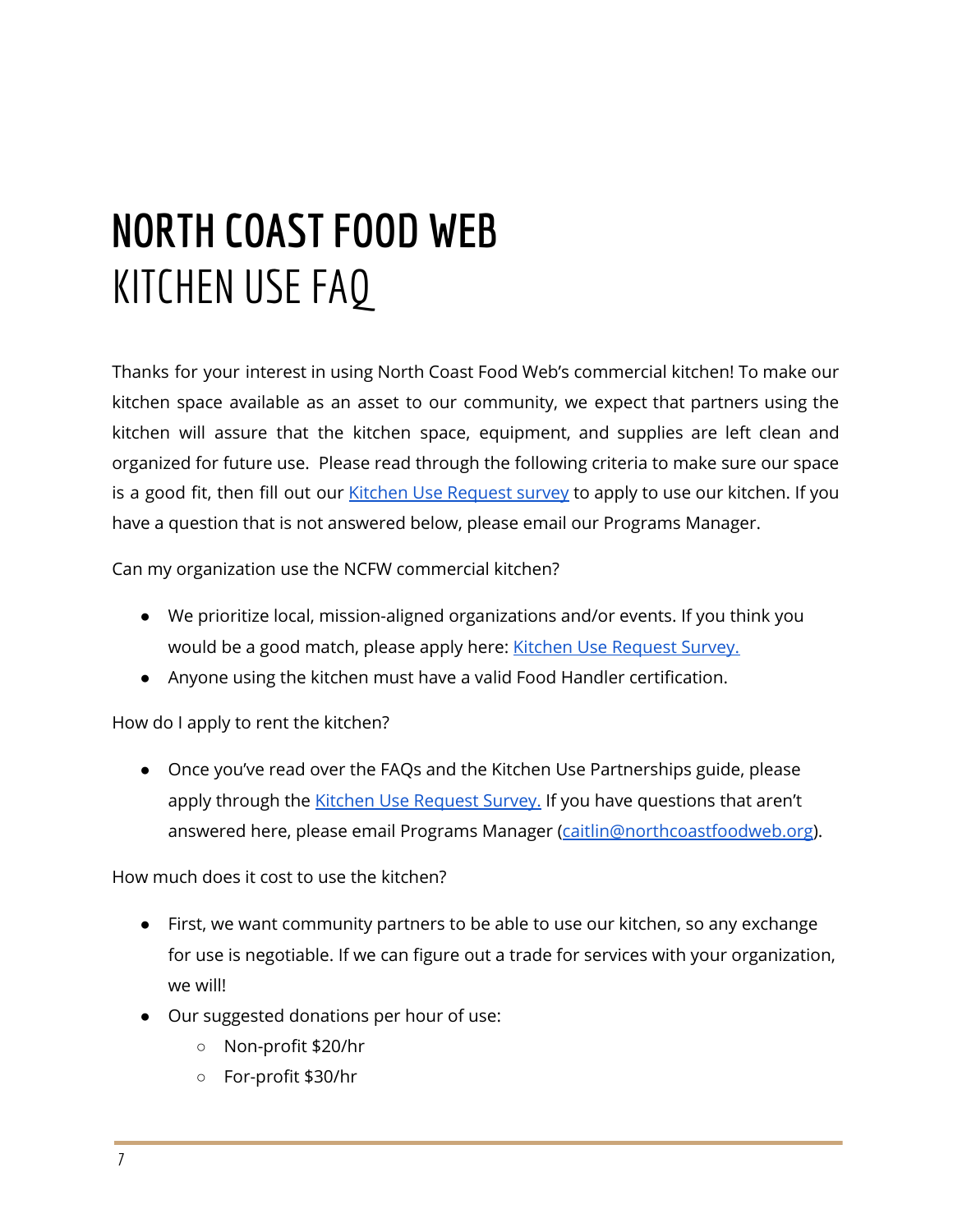# NORTH COAST FOOD WEB

## KITCHEN USE FAQ

Thanks for your interest in using North Coast Food Web's commercial kitchen! To make our kitchen space available as an asset to our community, we expect that partners using the kitchen will assure that the kitchen space, equipment, and supplies are left clean and organized for future use. Please read through the following criteria to make sure our space is a good fit, then fill out our Kitchen Use Request survey to apply to use our kitchen. If you have a question that is not answered below, please email our Programs Manager.

Can my organization use the NCFW commercial kitchen?

- We prioritize local, mission-aligned organizations and/or events. If you think you would be a good match, please apply here: Kitchen Use Request Survey.
- Anyone using the kitchen must have a valid Food Handler certification.

How do I apply to rent the kitchen?

- Once you've read over the FAQs and the Kitchen Use Partnerships guide, please apply through the Kitchen Use Request Survey. If you have questions that aren't answered here, please email Programs Manager (caitlin@northcoastfoodweb.org).

How much does it cost to use the kitchen?

- First, we want community partners to be able to use our kitchen, so any exchange for use is negotiable. If we can figure out a trade for services with your organization, we will!
- Our suggested donations per hour of use:
  - Non-profit $20/hr
  - For-profit $30/hr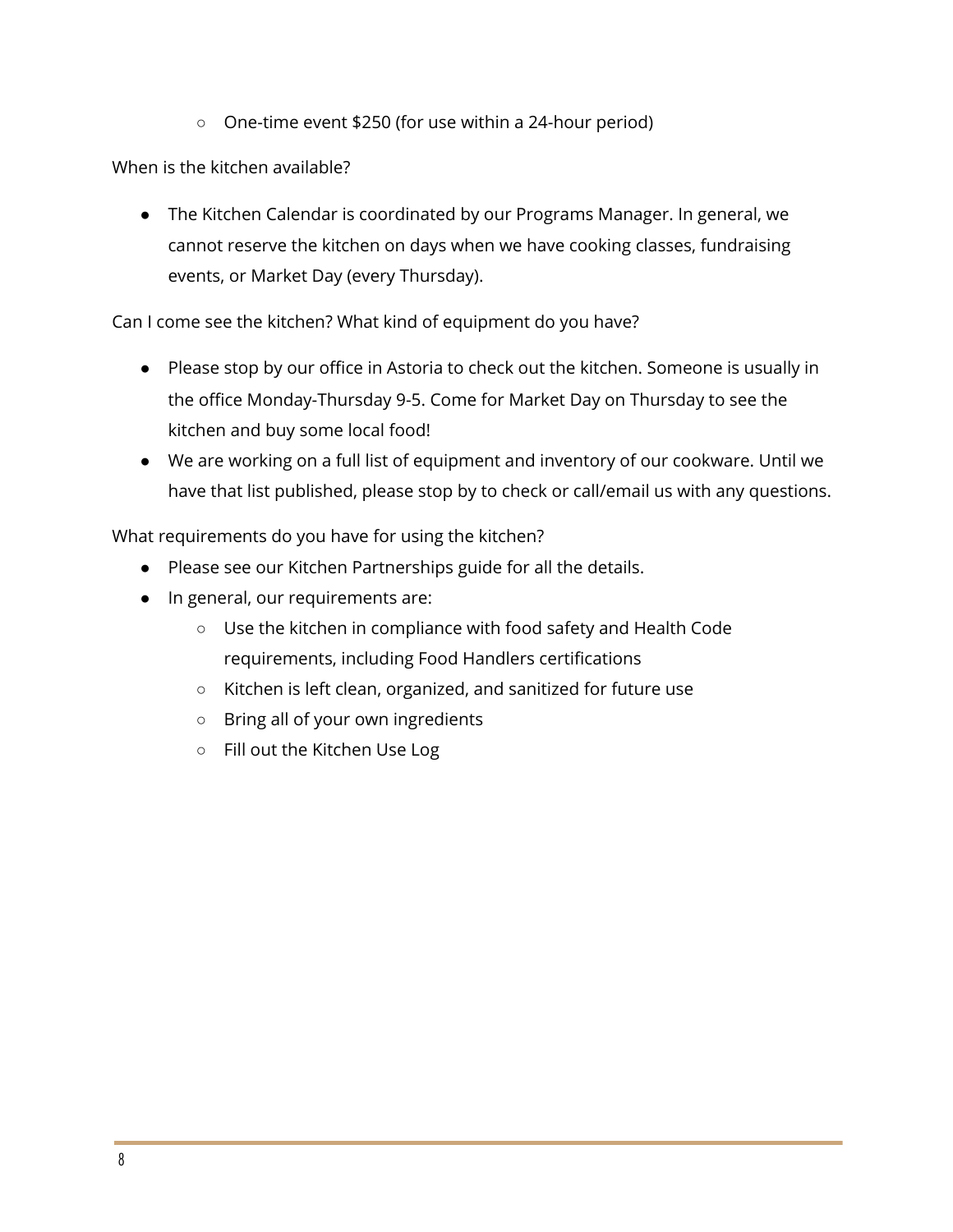- One-time event $250 (for use within a 24-hour period)

When is the kitchen available?

- The Kitchen Calendar is coordinated by our Programs Manager. In general, we cannot reserve the kitchen on days when we have cooking classes, fundraising events, or Market Day (every Thursday).

Can I come see the kitchen? What kind of equipment do you have?

- Please stop by our office in Astoria to check out the kitchen. Someone is usually in the office Monday-Thursday 9-5. Come for Market Day on Thursday to see the kitchen and buy some local food!
- We are working on a full list of equipment and inventory of our cookware. Until we have that list published, please stop by to check or call/email us with any questions.

What requirements do you have for using the kitchen?

- Please see our Kitchen Partnerships guide for all the details.
- In general, our requirements are:
  - Use the kitchen in compliance with food safety and Health Code requirements, including Food Handlers certifications
  - Kitchen is left clean, organized, and sanitized for future use
  - Bring all of your own ingredients
  - Fill out the Kitchen Use Log